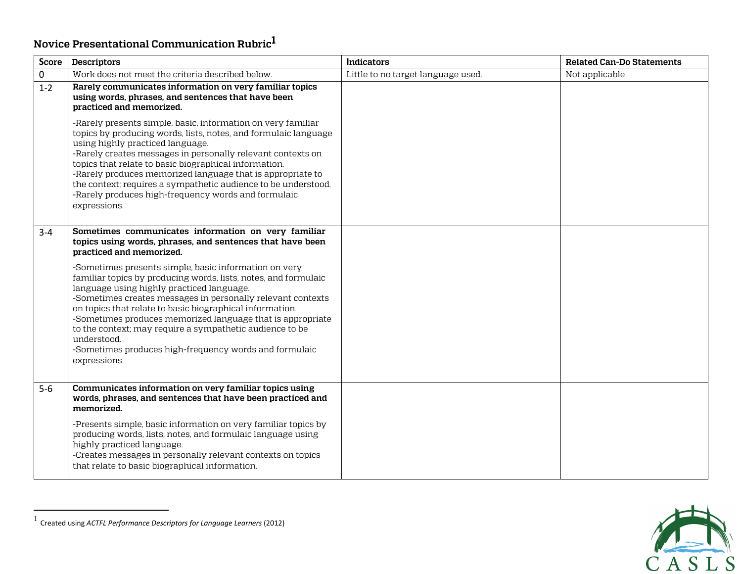## Novice Presentational Communication Rubric[1]

| Score | Descriptors | Indicators | Related Can-Do Statements |
|---|---|---|---|
| 0 | Work does not meet the criteria described below. | Little to no target language used. | Not applicable |
| 1-2 | **Rarely communicates information on very familiar topics using words, phrases, and sentences that have been practiced and memorized.**<br><br>-Rarely presents simple, basic, information on very familiar topics by producing words, lists, notes, and formulaic language using highly practiced language.<br>-Rarely creates messages in personally relevant contexts on topics that relate to basic biographical information.<br>-Rarely produces memorized language that is appropriate to the context; requires a sympathetic audience to be understood.<br>-Rarely produces high-frequency words and formulaic expressions. | | |
| 3-4 | **Sometimes communicates information on very familiar topics using words, phrases, and sentences that have been practiced and memorized.**<br><br>-Sometimes presents simple, basic information on very familiar topics by producing words, lists, notes, and formulaic language using highly practiced language.<br>-Sometimes creates messages in personally relevant contexts on topics that relate to basic biographical information.<br>-Sometimes produces memorized language that is appropriate to the context; may require a sympathetic audience to be understood.<br>-Sometimes produces high-frequency words and formulaic expressions. | | |
| 5-6 | **Communicates information on very familiar topics using words, phrases, and sentences that have been practiced and memorized.**<br><br>-Presents simple, basic information on very familiar topics by producing words, lists, notes, and formulaic language using highly practiced language.<br>-Creates messages in personally relevant contexts on topics that relate to basic biographical information. | | |

[1] Created using *ACTFL Performance Descriptors for Language Learners* (2012)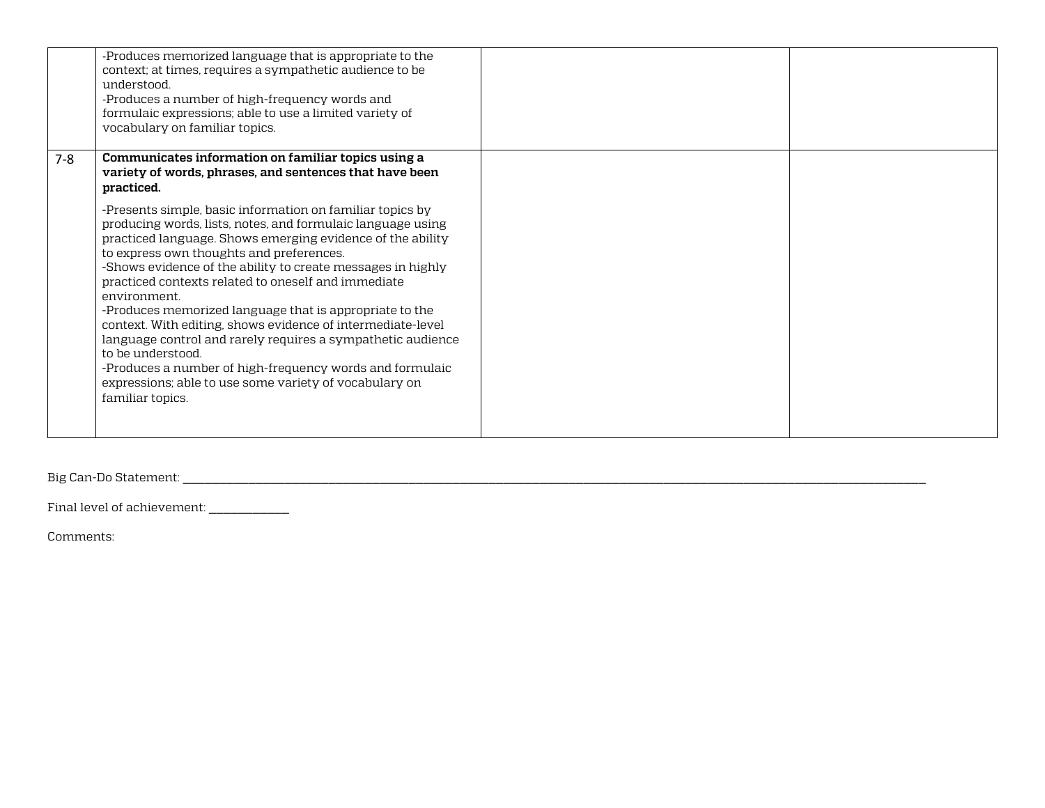| | | | |
|---|---|---|---|
| | -Produces memorized language that is appropriate to the context; at times, requires a sympathetic audience to be understood.<br>-Produces a number of high-frequency words and formulaic expressions; able to use a limited variety of vocabulary on familiar topics. | | |
| 7-8 | **Communicates information on familiar topics using a variety of words, phrases, and sentences that have been practiced.**<br><br>-Presents simple, basic information on familiar topics by producing words, lists, notes, and formulaic language using practiced language. Shows emerging evidence of the ability to express own thoughts and preferences.<br>-Shows evidence of the ability to create messages in highly practiced contexts related to oneself and immediate environment.<br>-Produces memorized language that is appropriate to the context. With editing, shows evidence of intermediate-level language control and rarely requires a sympathetic audience to be understood.<br>-Produces a number of high-frequency words and formulaic expressions; able to use some variety of vocabulary on familiar topics. | | |

Big Can-Do Statement: ___________________________________________________________________________

Final level of achievement: ___________

Comments: